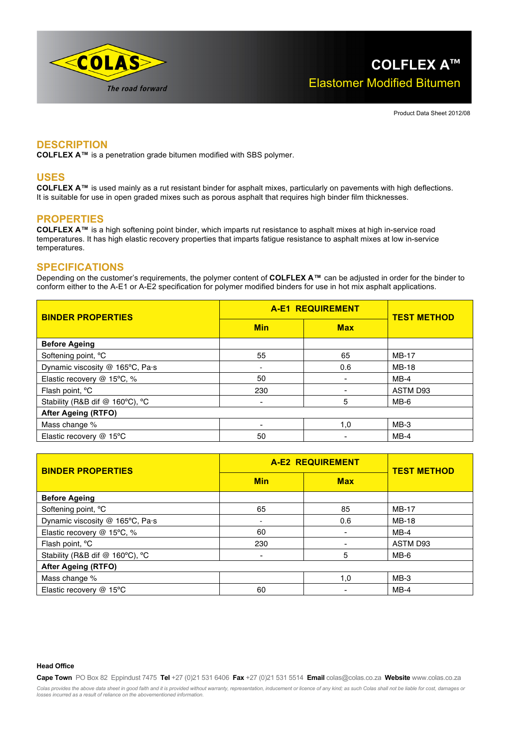COLAS

*The road forward*

# COLFLEX A™

## Elastomer Modified Bitumen

Product Data Sheet 2012/08

## DESCRIPTION

**COLFLEX A™** is a penetration grade bitumen modified with SBS polymer.

## USES

**COLFLEX A™** is used mainly as a rut resistant binder for asphalt mixes, particularly on pavements with high deflections. It is suitable for use in open graded mixes such as porous asphalt that requires high binder film thicknesses.

## PROPERTIES

**COLFLEX A™** is a high softening point binder, which imparts rut resistance to asphalt mixes at high in-service road temperatures. It has high elastic recovery properties that imparts fatigue resistance to asphalt mixes at low in-service temperatures.

## SPECIFICATIONS

Depending on the customer's requirements, the polymer content of **COLFLEX A™** can be adjusted in order for the binder to conform either to the A-E1 or A-E2 specification for polymer modified binders for use in hot mix asphalt applications.

| BINDER PROPERTIES | A-E1 REQUIREMENT | | TEST METHOD |
|---|---|---|---|
| | Min | Max | |
| **Before Ageing** | | | |
| Softening point, °C | 55 | 65 | MB-17 |
| Dynamic viscosity @ 165°C, Pa·s | - | 0.6 | MB-18 |
| Elastic recovery @ 15°C, % | 50 | - | MB-4 |
| Flash point, °C | 230 | - | ASTM D93 |
| Stability (R&B dif @ 160°C), °C | - | 5 | MB-6 |
| **After Ageing (RTFO)** | | | |
| Mass change % | - | 1,0 | MB-3 |
| Elastic recovery @ 15°C | 50 | - | MB-4 |

| BINDER PROPERTIES | A-E2 REQUIREMENT | | TEST METHOD |
|---|---|---|---|
| | Min | Max | |
| **Before Ageing** | | | |
| Softening point, °C | 65 | 85 | MB-17 |
| Dynamic viscosity @ 165°C, Pa·s | - | 0.6 | MB-18 |
| Elastic recovery @ 15°C, % | 60 | - | MB-4 |
| Flash point, °C | 230 | - | ASTM D93 |
| Stability (R&B dif @ 160°C), °C | - | 5 | MB-6 |
| **After Ageing (RTFO)** | | | |
| Mass change % | | 1,0 | MB-3 |
| Elastic recovery @ 15°C | 60 | - | MB-4 |

**Head Office**

**Cape Town** PO Box 82 Eppindust 7475 **Tel** +27 (0)21 531 6406 **Fax** +27 (0)21 531 5514 **Email** colas@colas.co.za **Website** www.colas.co.za

*Colas provides the above data sheet in good faith and it is provided without warranty, representation, inducement or licence of any kind; as such Colas shall not be liable for cost, damages or losses incurred as a result of reliance on the abovementioned information.*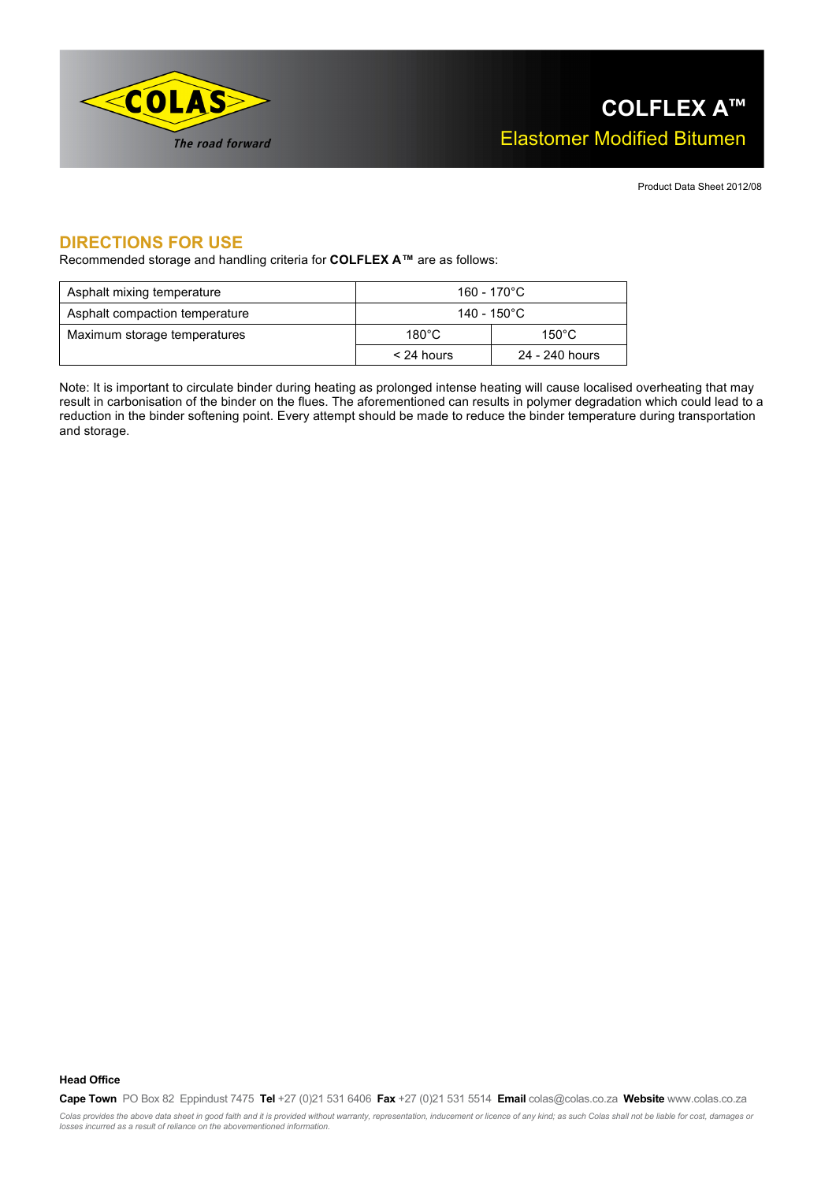# COLFLEX A™

## Elastomer Modified Bitumen

Product Data Sheet 2012/08

## DIRECTIONS FOR USE

Recommended storage and handling criteria for **COLFLEX A™** are as follows:

| | | |
|---|---|---|
| Asphalt mixing temperature | 160 - 170°C | |
| Asphalt compaction temperature | 140 - 150°C | |
| Maximum storage temperatures | 180°C | 150°C |
| | < 24 hours | 24 - 240 hours |

Note: It is important to circulate binder during heating as prolonged intense heating will cause localised overheating that may result in carbonisation of the binder on the flues. The aforementioned can results in polymer degradation which could lead to a reduction in the binder softening point. Every attempt should be made to reduce the binder temperature during transportation and storage.

**Head Office**

**Cape Town** PO Box 82 Eppindust 7475 **Tel** +27 (0)21 531 6406 **Fax** +27 (0)21 531 5514 **Email** colas@colas.co.za **Website** www.colas.co.za

*Colas provides the above data sheet in good faith and it is provided without warranty, representation, inducement or licence of any kind; as such Colas shall not be liable for cost, damages or losses incurred as a result of reliance on the abovementioned information.*